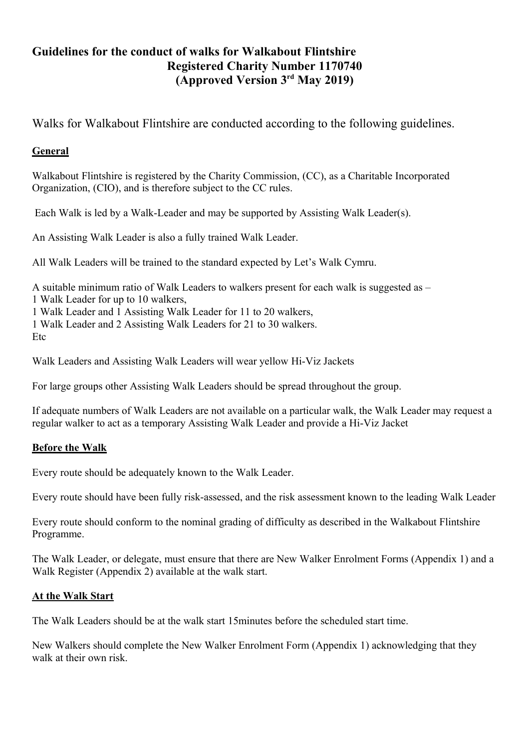# Guidelines for the conduct of walks for Walkabout Flintshire
# Registered Charity Number 1170740
# (Approved Version 3rd May 2019)

Walks for Walkabout Flintshire are conducted according to the following guidelines.

## General

Walkabout Flintshire is registered by the Charity Commission, (CC), as a Charitable Incorporated Organization, (CIO), and is therefore subject to the CC rules.

Each Walk is led by a Walk-Leader and may be supported by Assisting Walk Leader(s).

An Assisting Walk Leader is also a fully trained Walk Leader.

All Walk Leaders will be trained to the standard expected by Let's Walk Cymru.

A suitable minimum ratio of Walk Leaders to walkers present for each walk is suggested as –
1 Walk Leader for up to 10 walkers,
1 Walk Leader and 1 Assisting Walk Leader for 11 to 20 walkers,
1 Walk Leader and 2 Assisting Walk Leaders for 21 to 30 walkers.
Etc

Walk Leaders and Assisting Walk Leaders will wear yellow Hi-Viz Jackets

For large groups other Assisting Walk Leaders should be spread throughout the group.

If adequate numbers of Walk Leaders are not available on a particular walk, the Walk Leader may request a regular walker to act as a temporary Assisting Walk Leader and provide a Hi-Viz Jacket

## Before the Walk

Every route should be adequately known to the Walk Leader.

Every route should have been fully risk-assessed, and the risk assessment known to the leading Walk Leader

Every route should conform to the nominal grading of difficulty as described in the Walkabout Flintshire Programme.

The Walk Leader, or delegate, must ensure that there are New Walker Enrolment Forms (Appendix 1) and a Walk Register (Appendix 2) available at the walk start.

## At the Walk Start

The Walk Leaders should be at the walk start 15minutes before the scheduled start time.

New Walkers should complete the New Walker Enrolment Form (Appendix 1) acknowledging that they walk at their own risk.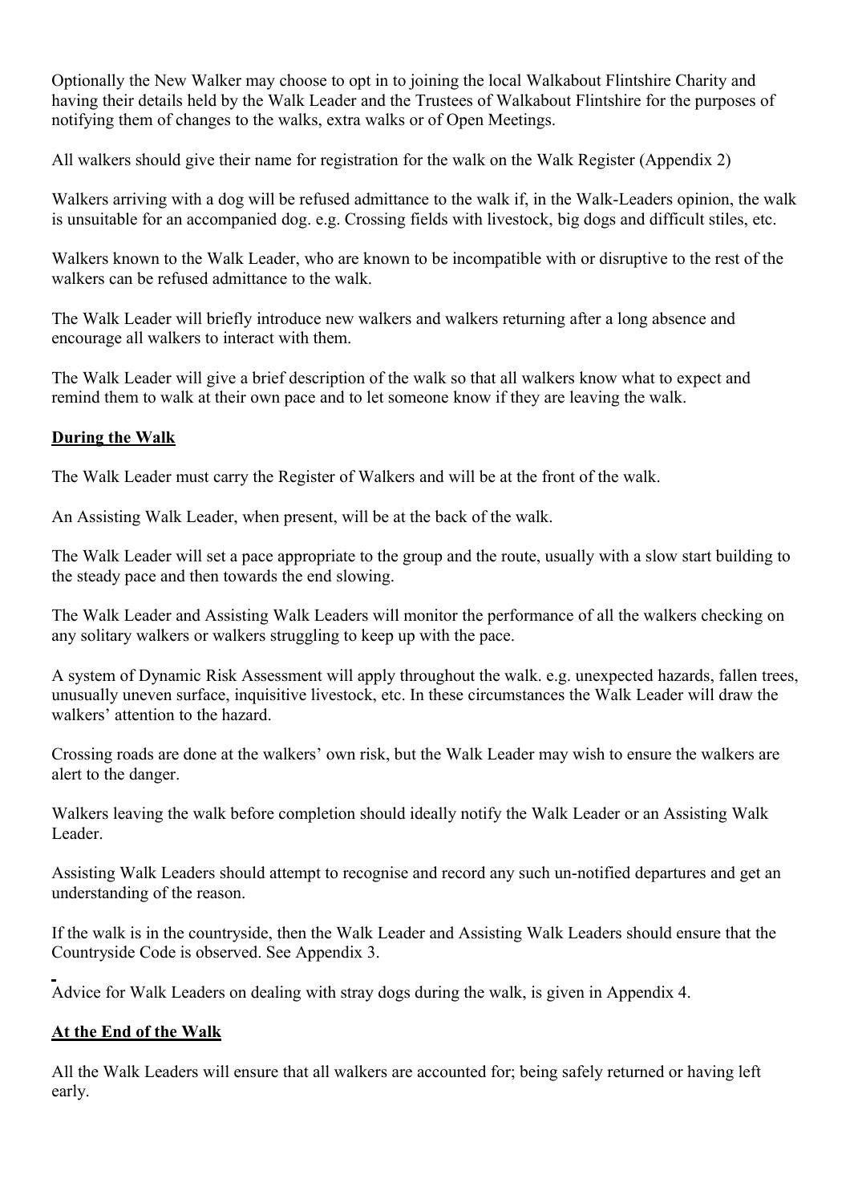Optionally the New Walker may choose to opt in to joining the local Walkabout Flintshire Charity and having their details held by the Walk Leader and the Trustees of Walkabout Flintshire for the purposes of notifying them of changes to the walks, extra walks or of Open Meetings.

All walkers should give their name for registration for the walk on the Walk Register (Appendix 2)

Walkers arriving with a dog will be refused admittance to the walk if, in the Walk-Leaders opinion, the walk is unsuitable for an accompanied dog. e.g. Crossing fields with livestock, big dogs and difficult stiles, etc.

Walkers known to the Walk Leader, who are known to be incompatible with or disruptive to the rest of the walkers can be refused admittance to the walk.

The Walk Leader will briefly introduce new walkers and walkers returning after a long absence and encourage all walkers to interact with them.

The Walk Leader will give a brief description of the walk so that all walkers know what to expect and remind them to walk at their own pace and to let someone know if they are leaving the walk.

## During the Walk

The Walk Leader must carry the Register of Walkers and will be at the front of the walk.

An Assisting Walk Leader, when present, will be at the back of the walk.

The Walk Leader will set a pace appropriate to the group and the route, usually with a slow start building to the steady pace and then towards the end slowing.

The Walk Leader and Assisting Walk Leaders will monitor the performance of all the walkers checking on any solitary walkers or walkers struggling to keep up with the pace.

A system of Dynamic Risk Assessment will apply throughout the walk. e.g. unexpected hazards, fallen trees, unusually uneven surface, inquisitive livestock, etc. In these circumstances the Walk Leader will draw the walkers' attention to the hazard.

Crossing roads are done at the walkers' own risk, but the Walk Leader may wish to ensure the walkers are alert to the danger.

Walkers leaving the walk before completion should ideally notify the Walk Leader or an Assisting Walk Leader.

Assisting Walk Leaders should attempt to recognise and record any such un-notified departures and get an understanding of the reason.

If the walk is in the countryside, then the Walk Leader and Assisting Walk Leaders should ensure that the Countryside Code is observed. See Appendix 3.

Advice for Walk Leaders on dealing with stray dogs during the walk, is given in Appendix 4.

## At the End of the Walk

All the Walk Leaders will ensure that all walkers are accounted for; being safely returned or having left early.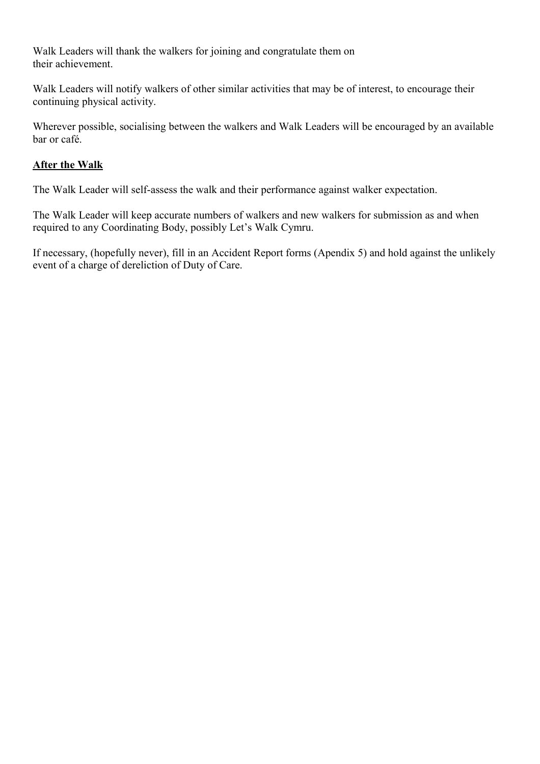Walk Leaders will thank the walkers for joining and congratulate them on their achievement.

Walk Leaders will notify walkers of other similar activities that may be of interest, to encourage their continuing physical activity.

Wherever possible, socialising between the walkers and Walk Leaders will be encouraged by an available bar or café.

## After the Walk

The Walk Leader will self-assess the walk and their performance against walker expectation.

The Walk Leader will keep accurate numbers of walkers and new walkers for submission as and when required to any Coordinating Body, possibly Let's Walk Cymru.

If necessary, (hopefully never), fill in an Accident Report forms (Apendix 5) and hold against the unlikely event of a charge of dereliction of Duty of Care.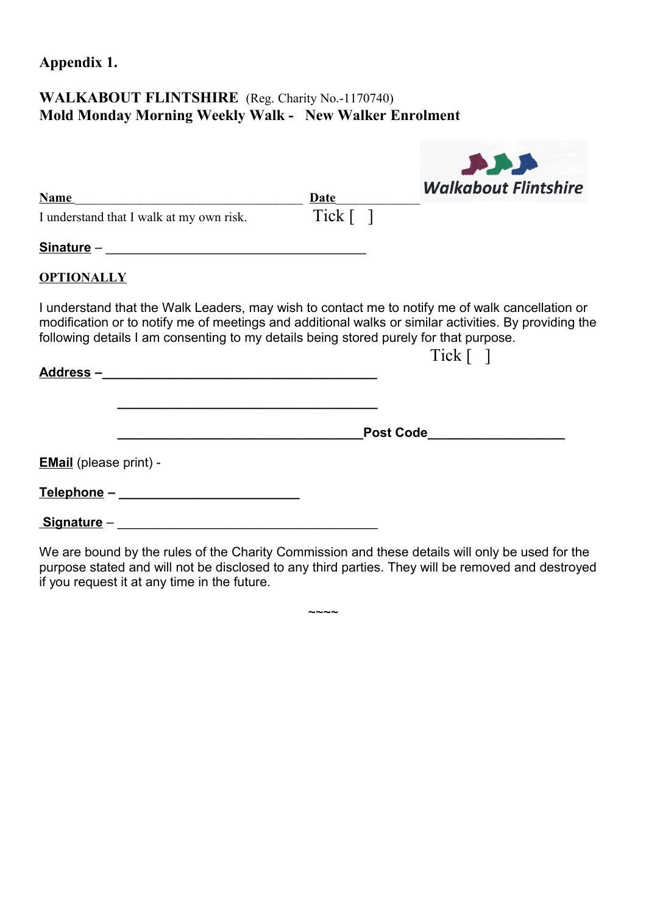**Appendix 1.**

**WALKABOUT FLINTSHIRE** (Reg. Charity No.-1170740)
**Mold Monday Morning Weekly Walk - New Walker Enrolment**

Walkabout Flintshire

**Name**\_\_\_\_\_\_\_\_\_\_\_\_\_\_\_\_\_\_\_\_\_\_\_\_\_\_\_\_\_\_\_\_\_\_\_\_ **Date**\_\_\_\_\_\_\_\_\_\_\_\_\_

I understand that I walk at my own risk. Tick [ ]

**Sinature** – \_\_\_\_\_\_\_\_\_\_\_\_\_\_\_\_\_\_\_\_\_\_\_\_\_\_\_\_\_\_\_\_\_\_\_\_\_\_

**OPTIONALLY**

I understand that the Walk Leaders, may wish to contact me to notify me of walk cancellation or modification or to notify me of meetings and additional walks or similar activities. By providing the following details I am consenting to my details being stored purely for that purpose.

Tick [ ]

**Address** – \_\_\_\_\_\_\_\_\_\_\_\_\_\_\_\_\_\_\_\_\_\_\_\_\_\_\_\_\_\_\_\_\_\_\_\_\_\_

\_\_\_\_\_\_\_\_\_\_\_\_\_\_\_\_\_\_\_\_\_\_\_\_\_\_\_\_\_\_\_\_\_\_\_\_\_\_

\_\_\_\_\_\_\_\_\_\_\_\_\_\_\_\_\_\_\_\_\_\_\_\_\_\_\_\_\_\_\_\_\_\_\_\_**Post Code**\_\_\_\_\_\_\_\_\_\_\_\_\_\_\_\_\_\_\_\_

**EMail** (please print) -

**Telephone** – \_\_\_\_\_\_\_\_\_\_\_\_\_\_\_\_\_\_\_\_\_\_\_\_\_\_

**Signature** – \_\_\_\_\_\_\_\_\_\_\_\_\_\_\_\_\_\_\_\_\_\_\_\_\_\_\_\_\_\_\_\_\_\_\_\_\_\_

We are bound by the rules of the Charity Commission and these details will only be used for the purpose stated and will not be disclosed to any third parties. They will be removed and destroyed if you request it at any time in the future.

~~~~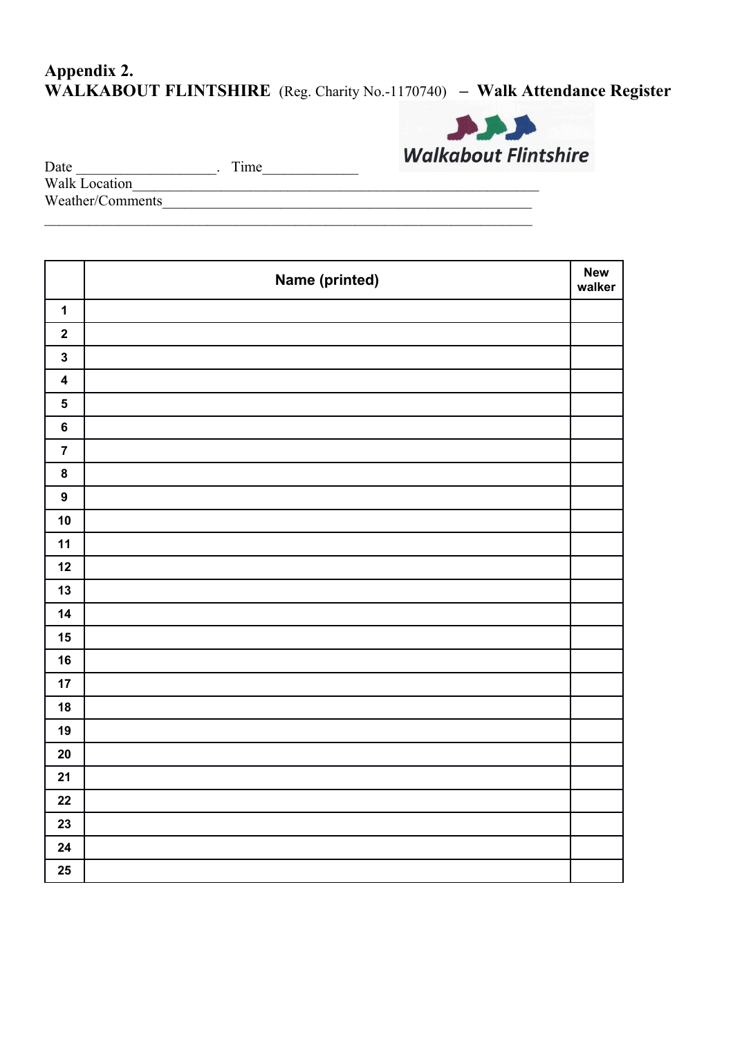**Appendix 2.**
**WALKABOUT FLINTSHIRE** (Reg. Charity No.-1170740) – **Walk Attendance Register**

Walkabout Flintshire

Date ___________________. Time_____________
Walk Location_______________________________________________________
Weather/Comments__________________________________________________
_____________________________________________________________________

| | Name (printed) | New walker |
|---|---|---|
| 1 | | |
| 2 | | |
| 3 | | |
| 4 | | |
| 5 | | |
| 6 | | |
| 7 | | |
| 8 | | |
| 9 | | |
| 10 | | |
| 11 | | |
| 12 | | |
| 13 | | |
| 14 | | |
| 15 | | |
| 16 | | |
| 17 | | |
| 18 | | |
| 19 | | |
| 20 | | |
| 21 | | |
| 22 | | |
| 23 | | |
| 24 | | |
| 25 | | |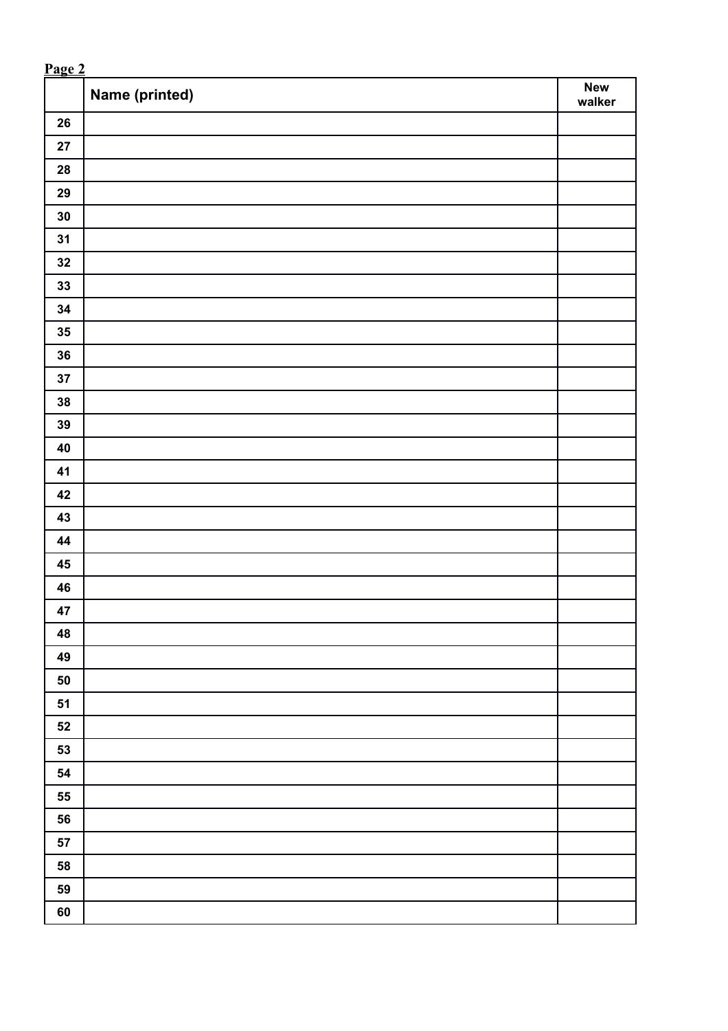**Page 2**

| | Name (printed) | New walker |
|---|---|---|
| 26 | | |
| 27 | | |
| 28 | | |
| 29 | | |
| 30 | | |
| 31 | | |
| 32 | | |
| 33 | | |
| 34 | | |
| 35 | | |
| 36 | | |
| 37 | | |
| 38 | | |
| 39 | | |
| 40 | | |
| 41 | | |
| 42 | | |
| 43 | | |
| 44 | | |
| 45 | | |
| 46 | | |
| 47 | | |
| 48 | | |
| 49 | | |
| 50 | | |
| 51 | | |
| 52 | | |
| 53 | | |
| 54 | | |
| 55 | | |
| 56 | | |
| 57 | | |
| 58 | | |
| 59 | | |
| 60 | | |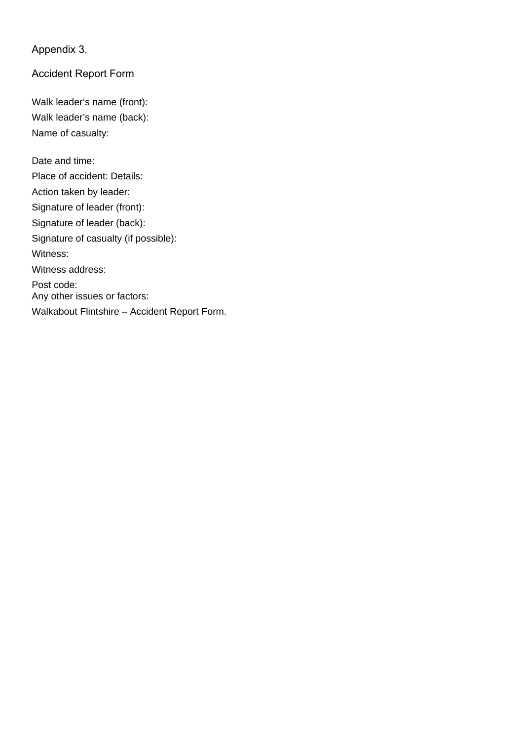Appendix 3.

## Accident Report Form

Walk leader’s name (front):

Walk leader’s name (back):

Name of casualty:

Date and time:

Place of accident: Details:

Action taken by leader:

Signature of leader (front):

Signature of leader (back):

Signature of casualty (if possible):

Witness:

Witness address:

Post code:

Any other issues or factors:

Walkabout Flintshire – Accident Report Form.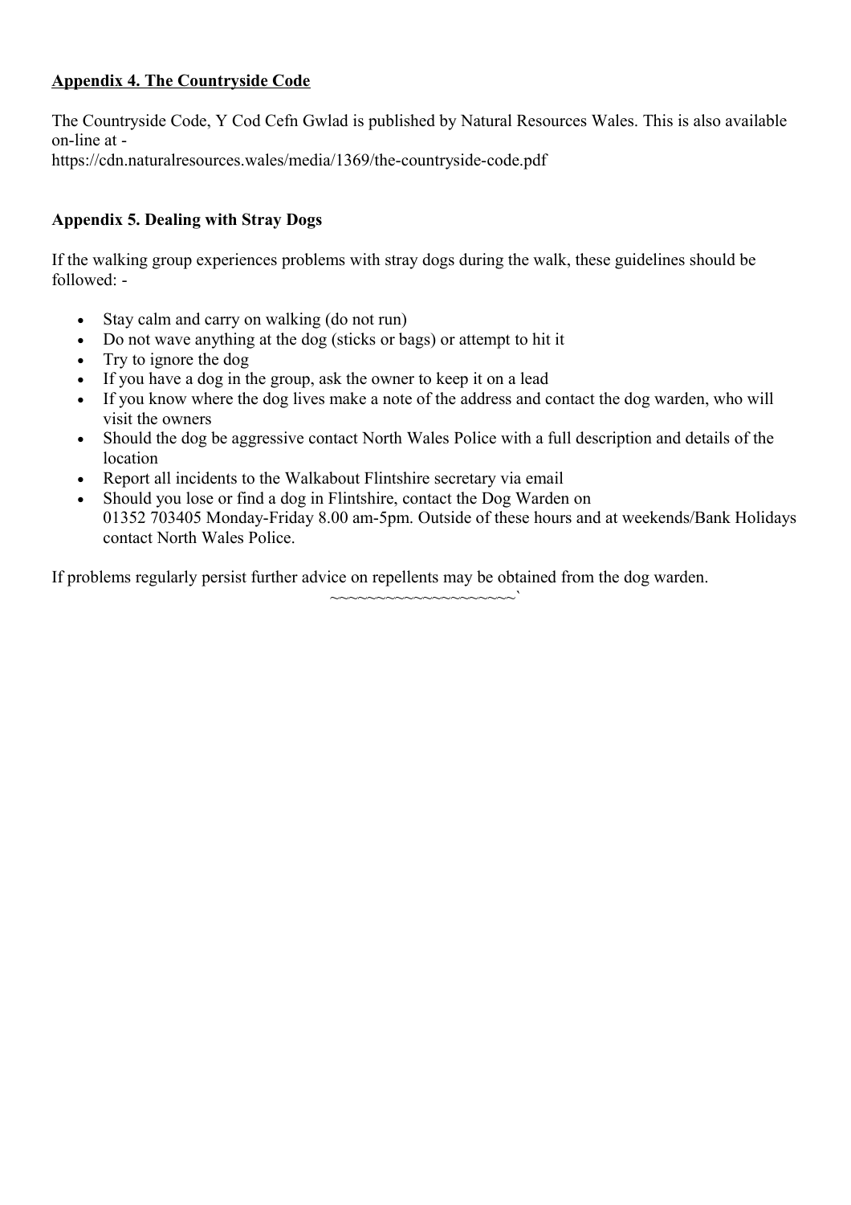## Appendix 4. The Countryside Code

The Countryside Code, Y Cod Cefn Gwlad is published by Natural Resources Wales. This is also available on-line at -
https://cdn.naturalresources.wales/media/1369/the-countryside-code.pdf

## Appendix 5. Dealing with Stray Dogs

If the walking group experiences problems with stray dogs during the walk, these guidelines should be followed: -

- Stay calm and carry on walking (do not run)
- Do not wave anything at the dog (sticks or bags) or attempt to hit it
- Try to ignore the dog
- If you have a dog in the group, ask the owner to keep it on a lead
- If you know where the dog lives make a note of the address and contact the dog warden, who will visit the owners
- Should the dog be aggressive contact North Wales Police with a full description and details of the location
- Report all incidents to the Walkabout Flintshire secretary via email
- Should you lose or find a dog in Flintshire, contact the Dog Warden on 01352 703405 Monday-Friday 8.00 am-5pm. Outside of these hours and at weekends/Bank Holidays contact North Wales Police.

If problems regularly persist further advice on repellents may be obtained from the dog warden.

~~~~~~~~~~~~~~~~~~~~`